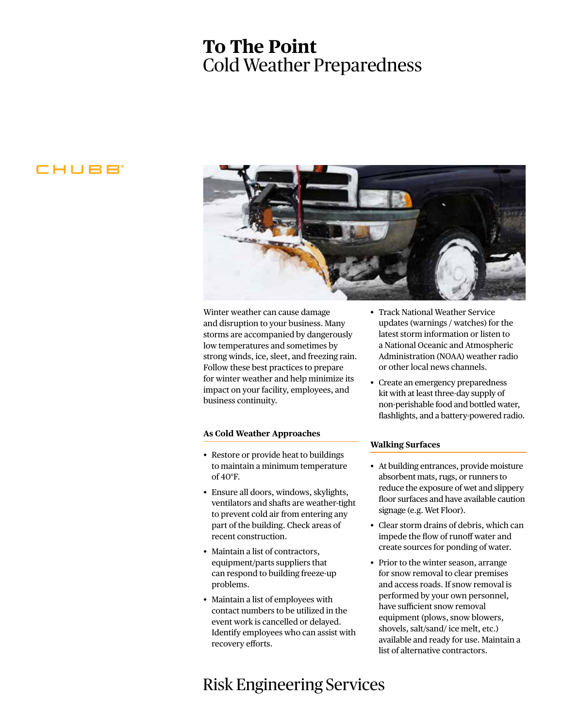# To The Point

## Cold Weather Preparedness

Winter weather can cause damage and disruption to your business. Many storms are accompanied by dangerously low temperatures and sometimes by strong winds, ice, sleet, and freezing rain. Follow these best practices to prepare for winter weather and help minimize its impact on your facility, employees, and business continuity.

### As Cold Weather Approaches

- Restore or provide heat to buildings to maintain a minimum temperature of 40°F.
- Ensure all doors, windows, skylights, ventilators and shafts are weather-tight to prevent cold air from entering any part of the building. Check areas of recent construction.
- Maintain a list of contractors, equipment/parts suppliers that can respond to building freeze-up problems.
- Maintain a list of employees with contact numbers to be utilized in the event work is cancelled or delayed. Identify employees who can assist with recovery efforts.
- Track National Weather Service updates (warnings / watches) for the latest storm information or listen to a National Oceanic and Atmospheric Administration (NOAA) weather radio or other local news channels.
- Create an emergency preparedness kit with at least three-day supply of non-perishable food and bottled water, flashlights, and a battery-powered radio.

### Walking Surfaces

- At building entrances, provide moisture absorbent mats, rugs, or runners to reduce the exposure of wet and slippery floor surfaces and have available caution signage (e.g. Wet Floor).
- Clear storm drains of debris, which can impede the flow of runoff water and create sources for ponding of water.
- Prior to the winter season, arrange for snow removal to clear premises and access roads. If snow removal is performed by your own personnel, have sufficient snow removal equipment (plows, snow blowers, shovels, salt/sand/ ice melt, etc.) available and ready for use. Maintain a list of alternative contractors.

Risk Engineering Services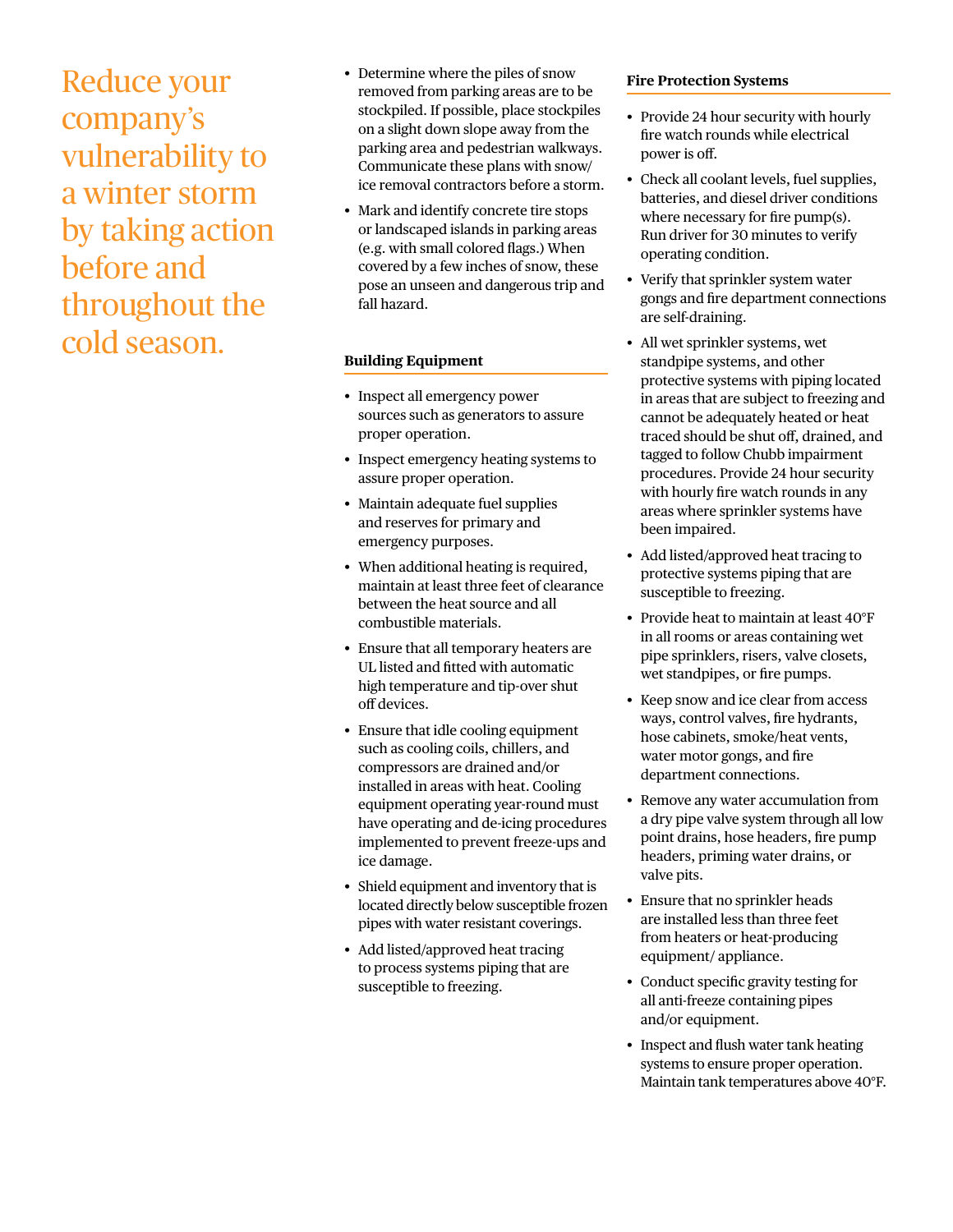# Reduce your company's vulnerability to a winter storm by taking action before and throughout the cold season.

- Determine where the piles of snow removed from parking areas are to be stockpiled. If possible, place stockpiles on a slight down slope away from the parking area and pedestrian walkways. Communicate these plans with snow/ ice removal contractors before a storm.
- Mark and identify concrete tire stops or landscaped islands in parking areas (e.g. with small colored flags.) When covered by a few inches of snow, these pose an unseen and dangerous trip and fall hazard.

**Building Equipment**

- Inspect all emergency power sources such as generators to assure proper operation.
- Inspect emergency heating systems to assure proper operation.
- Maintain adequate fuel supplies and reserves for primary and emergency purposes.
- When additional heating is required, maintain at least three feet of clearance between the heat source and all combustible materials.
- Ensure that all temporary heaters are UL listed and fitted with automatic high temperature and tip-over shut off devices.
- Ensure that idle cooling equipment such as cooling coils, chillers, and compressors are drained and/or installed in areas with heat. Cooling equipment operating year-round must have operating and de-icing procedures implemented to prevent freeze-ups and ice damage.
- Shield equipment and inventory that is located directly below susceptible frozen pipes with water resistant coverings.
- Add listed/approved heat tracing to process systems piping that are susceptible to freezing.

**Fire Protection Systems**

- Provide 24 hour security with hourly fire watch rounds while electrical power is off.
- Check all coolant levels, fuel supplies, batteries, and diesel driver conditions where necessary for fire pump(s). Run driver for 30 minutes to verify operating condition.
- Verify that sprinkler system water gongs and fire department connections are self-draining.
- All wet sprinkler systems, wet standpipe systems, and other protective systems with piping located in areas that are subject to freezing and cannot be adequately heated or heat traced should be shut off, drained, and tagged to follow Chubb impairment procedures. Provide 24 hour security with hourly fire watch rounds in any areas where sprinkler systems have been impaired.
- Add listed/approved heat tracing to protective systems piping that are susceptible to freezing.
- Provide heat to maintain at least 40°F in all rooms or areas containing wet pipe sprinklers, risers, valve closets, wet standpipes, or fire pumps.
- Keep snow and ice clear from access ways, control valves, fire hydrants, hose cabinets, smoke/heat vents, water motor gongs, and fire department connections.
- Remove any water accumulation from a dry pipe valve system through all low point drains, hose headers, fire pump headers, priming water drains, or valve pits.
- Ensure that no sprinkler heads are installed less than three feet from heaters or heat-producing equipment/ appliance.
- Conduct specific gravity testing for all anti-freeze containing pipes and/or equipment.
- Inspect and flush water tank heating systems to ensure proper operation. Maintain tank temperatures above 40°F.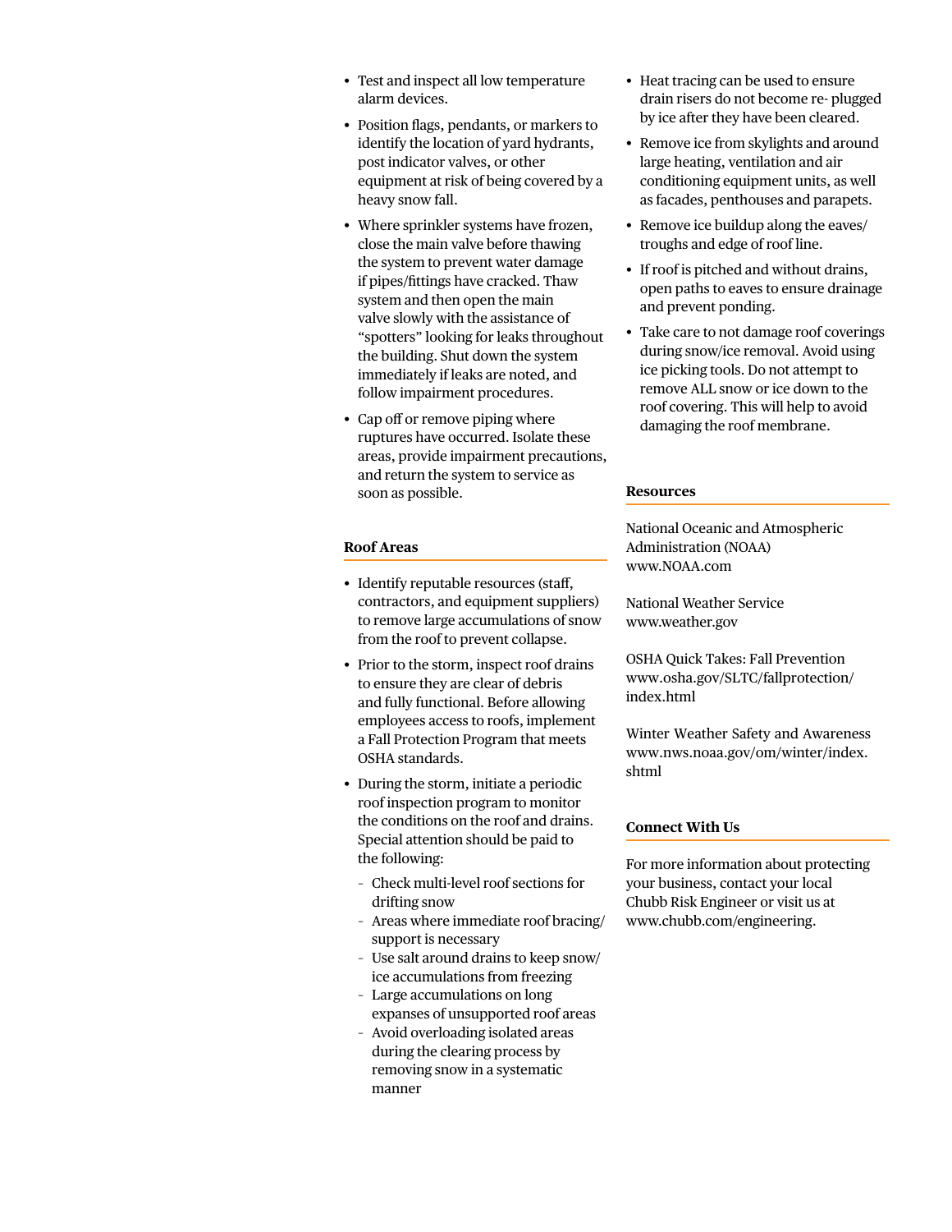- Test and inspect all low temperature alarm devices.
- Position flags, pendants, or markers to identify the location of yard hydrants, post indicator valves, or other equipment at risk of being covered by a heavy snow fall.
- Where sprinkler systems have frozen, close the main valve before thawing the system to prevent water damage if pipes/fittings have cracked. Thaw system and then open the main valve slowly with the assistance of "spotters" looking for leaks throughout the building. Shut down the system immediately if leaks are noted, and follow impairment procedures.
- Cap off or remove piping where ruptures have occurred. Isolate these areas, provide impairment precautions, and return the system to service as soon as possible.

### Roof Areas

- Identify reputable resources (staff, contractors, and equipment suppliers) to remove large accumulations of snow from the roof to prevent collapse.
- Prior to the storm, inspect roof drains to ensure they are clear of debris and fully functional. Before allowing employees access to roofs, implement a Fall Protection Program that meets OSHA standards.
- During the storm, initiate a periodic roof inspection program to monitor the conditions on the roof and drains. Special attention should be paid to the following:
  - Check multi-level roof sections for drifting snow
  - Areas where immediate roof bracing/support is necessary
  - Use salt around drains to keep snow/ice accumulations from freezing
  - Large accumulations on long expanses of unsupported roof areas
  - Avoid overloading isolated areas during the clearing process by removing snow in a systematic manner
- Heat tracing can be used to ensure drain risers do not become re- plugged by ice after they have been cleared.
- Remove ice from skylights and around large heating, ventilation and air conditioning equipment units, as well as facades, penthouses and parapets.
- Remove ice buildup along the eaves/troughs and edge of roof line.
- If roof is pitched and without drains, open paths to eaves to ensure drainage and prevent ponding.
- Take care to not damage roof coverings during snow/ice removal. Avoid using ice picking tools. Do not attempt to remove ALL snow or ice down to the roof covering. This will help to avoid damaging the roof membrane.

### Resources

National Oceanic and Atmospheric Administration (NOAA)
www.NOAA.com

National Weather Service
www.weather.gov

OSHA Quick Takes: Fall Prevention
www.osha.gov/SLTC/fallprotection/index.html

Winter Weather Safety and Awareness
www.nws.noaa.gov/om/winter/index.shtml

### Connect With Us

For more information about protecting your business, contact your local Chubb Risk Engineer or visit us at www.chubb.com/engineering.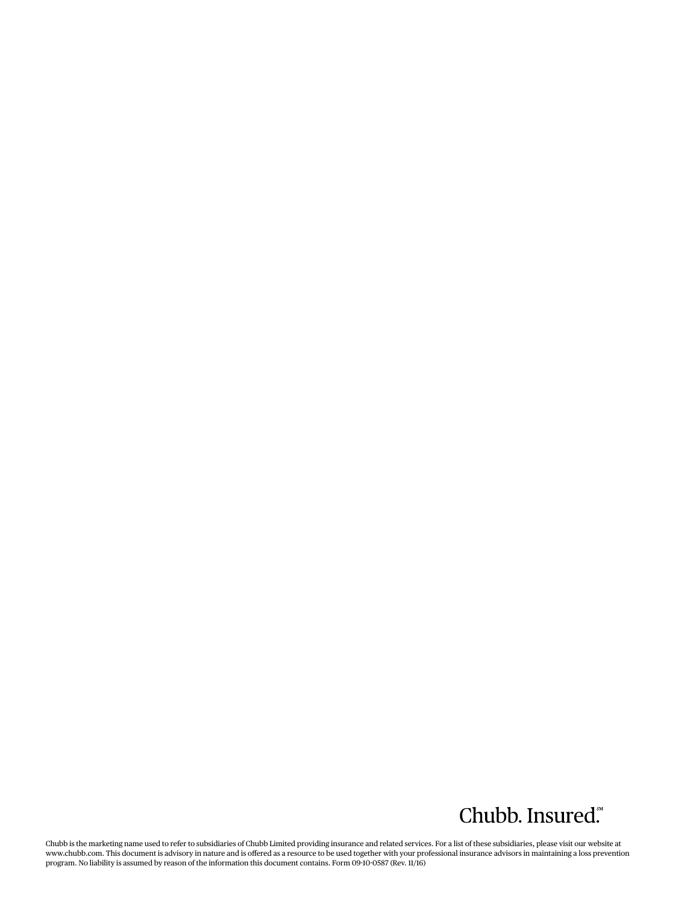Chubb. Insured.℠

Chubb is the marketing name used to refer to subsidiaries of Chubb Limited providing insurance and related services. For a list of these subsidiaries, please visit our website at www.chubb.com. This document is advisory in nature and is offered as a resource to be used together with your professional insurance advisors in maintaining a loss prevention program. No liability is assumed by reason of the information this document contains. Form 09-10-0587 (Rev. 11/16)